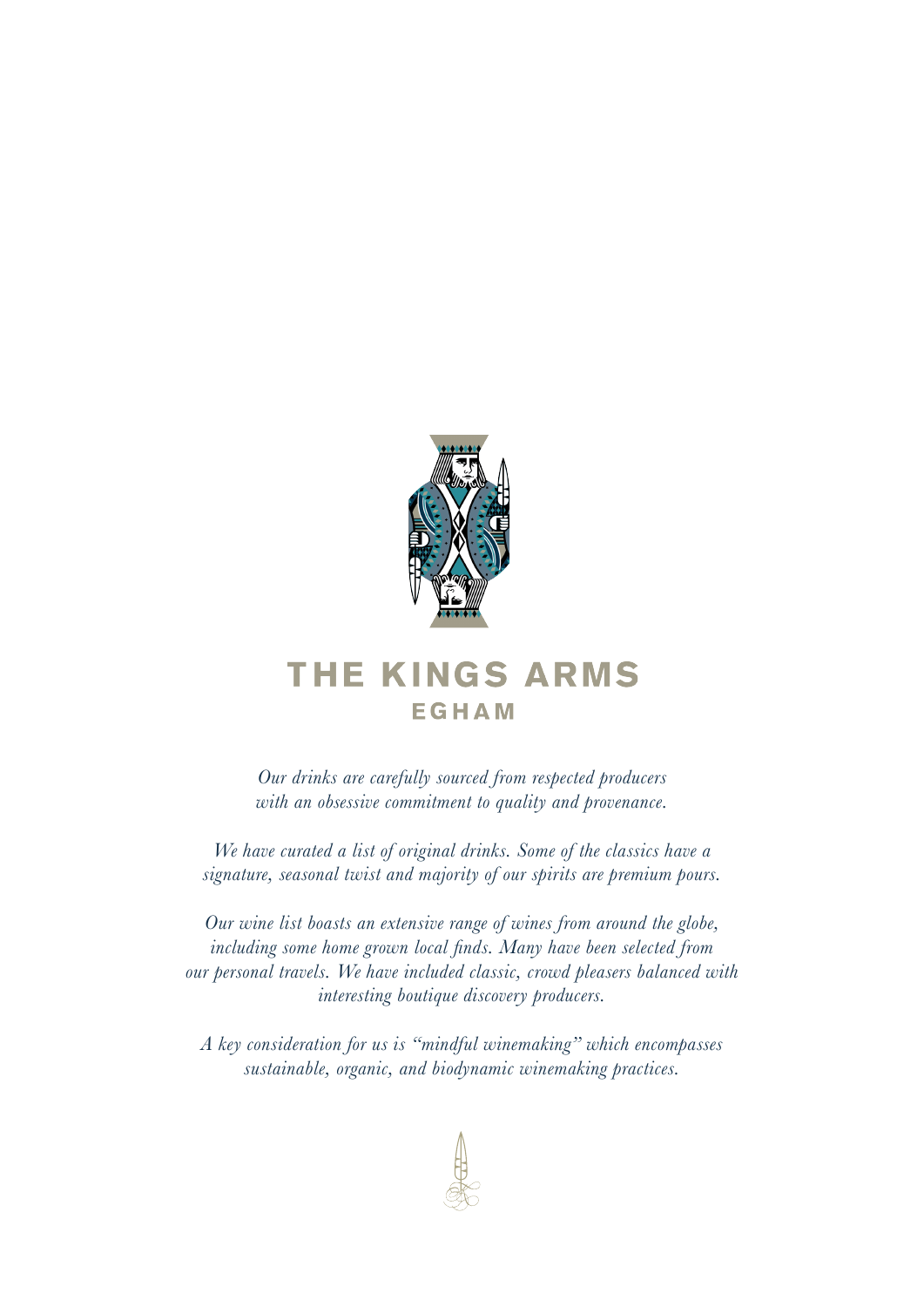# THE KINGS ARMS
## EGHAM

*Our drinks are carefully sourced from respected producers with an obsessive commitment to quality and provenance.*

*We have curated a list of original drinks. Some of the classics have a signature, seasonal twist and majority of our spirits are premium pours.*

*Our wine list boasts an extensive range of wines from around the globe, including some home grown local finds. Many have been selected from our personal travels. We have included classic, crowd pleasers balanced with interesting boutique discovery producers.*

*A key consideration for us is "mindful winemaking" which encompasses sustainable, organic, and biodynamic winemaking practices.*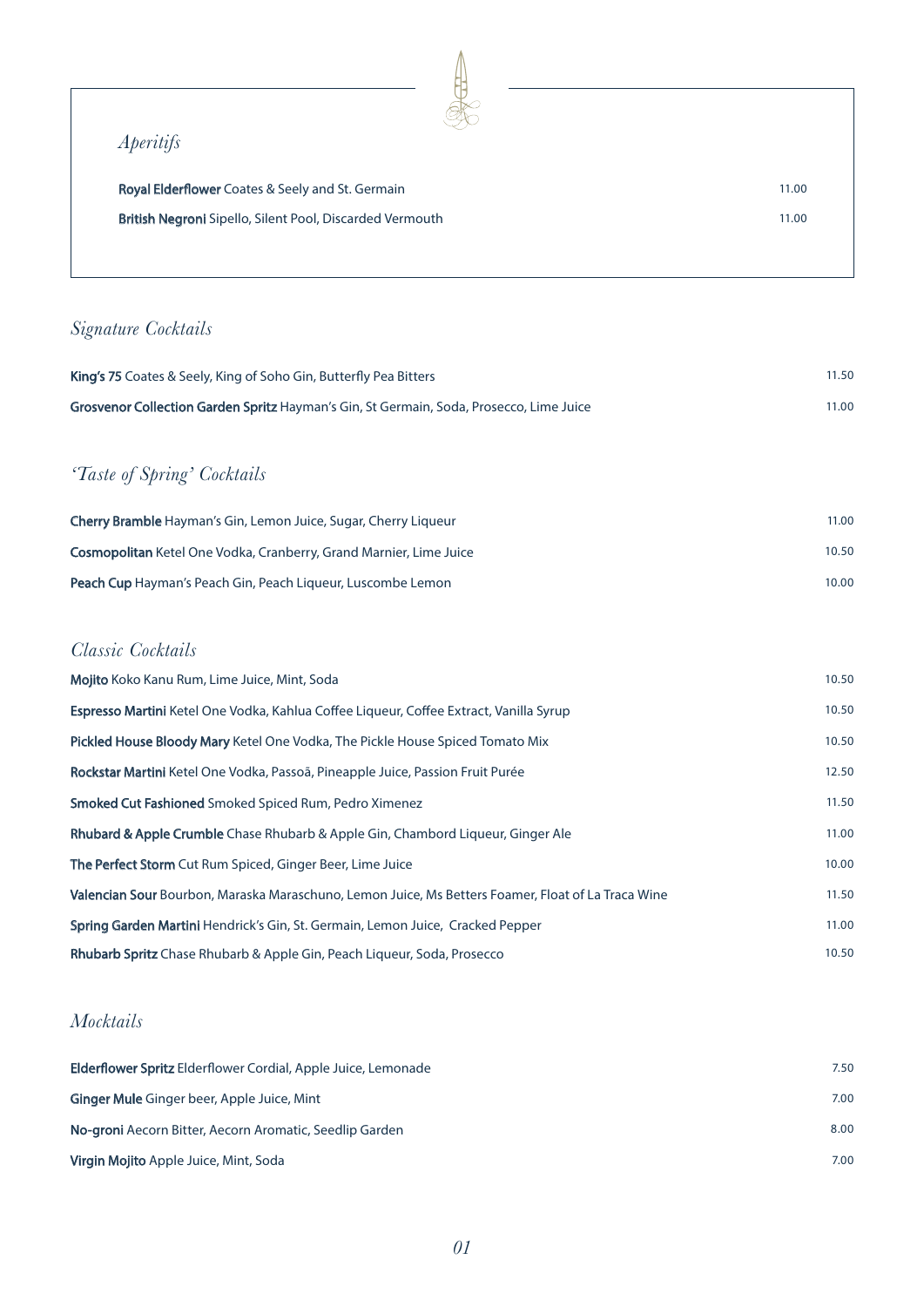## *Aperitifs*

**Royal Elderflower** Coates & Seely and St. Germain 11.00

**British Negroni** Sipello, Silent Pool, Discarded Vermouth 11.00

## *Signature Cocktails*

**King's 75** Coates & Seely, King of Soho Gin, Butterfly Pea Bitters 11.50

**Grosvenor Collection Garden Spritz** Hayman's Gin, St Germain, Soda, Prosecco, Lime Juice 11.00

## *'Taste of Spring' Cocktails*

**Cherry Bramble** Hayman's Gin, Lemon Juice, Sugar, Cherry Liqueur 11.00

**Cosmopolitan** Ketel One Vodka, Cranberry, Grand Marnier, Lime Juice 10.50

**Peach Cup** Hayman's Peach Gin, Peach Liqueur, Luscombe Lemon 10.00

## *Classic Cocktails*

**Mojito** Koko Kanu Rum, Lime Juice, Mint, Soda 10.50

**Espresso Martini** Ketel One Vodka, Kahlua Coffee Liqueur, Coffee Extract, Vanilla Syrup 10.50

**Pickled House Bloody Mary** Ketel One Vodka, The Pickle House Spiced Tomato Mix 10.50

**Rockstar Martini** Ketel One Vodka, Passoã, Pineapple Juice, Passion Fruit Purée 12.50

**Smoked Cut Fashioned** Smoked Spiced Rum, Pedro Ximenez 11.50

**Rhubard & Apple Crumble** Chase Rhubarb & Apple Gin, Chambord Liqueur, Ginger Ale 11.00

**The Perfect Storm** Cut Rum Spiced, Ginger Beer, Lime Juice 10.00

**Valencian Sour** Bourbon, Maraska Maraschuno, Lemon Juice, Ms Betters Foamer, Float of La Traca Wine 11.50

**Spring Garden Martini** Hendrick's Gin, St. Germain, Lemon Juice, Cracked Pepper 11.00

**Rhubarb Spritz** Chase Rhubarb & Apple Gin, Peach Liqueur, Soda, Prosecco 10.50

## *Mocktails*

**Elderflower Spritz** Elderflower Cordial, Apple Juice, Lemonade 7.50

**Ginger Mule** Ginger beer, Apple Juice, Mint 7.00

**No-groni** Aecorn Bitter, Aecorn Aromatic, Seedlip Garden 8.00

**Virgin Mojito** Apple Juice, Mint, Soda 7.00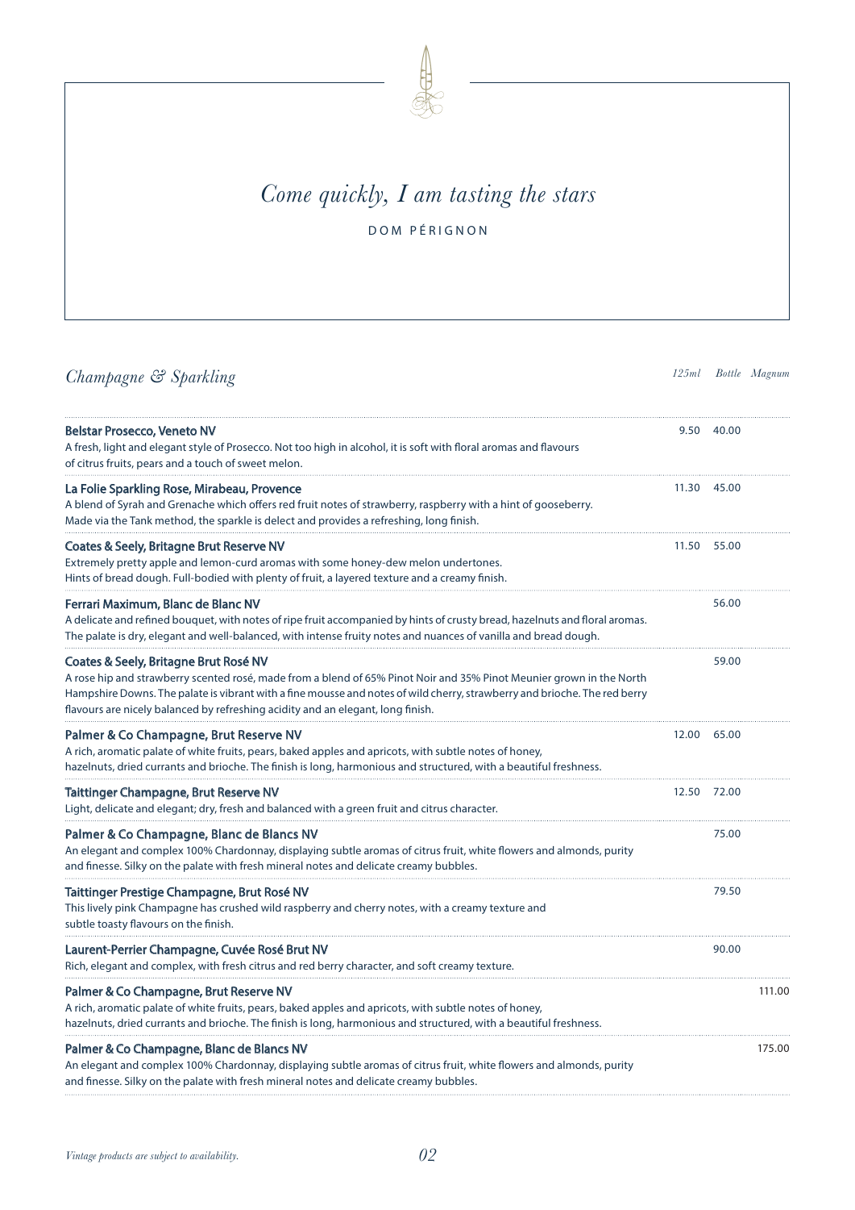*Come quickly, I am tasting the stars*

DOM PÉRIGNON

## *Champagne & Sparkling*

| | *125ml* | *Bottle* | *Magnum* |
|---|---|---|---|
| **Belstar Prosecco, Veneto NV**<br>A fresh, light and elegant style of Prosecco. Not too high in alcohol, it is soft with floral aromas and flavours of citrus fruits, pears and a touch of sweet melon. | 9.50 | 40.00 | |
| **La Folie Sparkling Rose, Mirabeau, Provence**<br>A blend of Syrah and Grenache which offers red fruit notes of strawberry, raspberry with a hint of gooseberry. Made via the Tank method, the sparkle is delect and provides a refreshing, long finish. | 11.30 | 45.00 | |
| **Coates & Seely, Britagne Brut Reserve NV**<br>Extremely pretty apple and lemon-curd aromas with some honey-dew melon undertones. Hints of bread dough. Full-bodied with plenty of fruit, a layered texture and a creamy finish. | 11.50 | 55.00 | |
| **Ferrari Maximum, Blanc de Blanc NV**<br>A delicate and refined bouquet, with notes of ripe fruit accompanied by hints of crusty bread, hazelnuts and floral aromas. The palate is dry, elegant and well-balanced, with intense fruity notes and nuances of vanilla and bread dough. | | 56.00 | |
| **Coates & Seely, Britagne Brut Rosé NV**<br>A rose hip and strawberry scented rosé, made from a blend of 65% Pinot Noir and 35% Pinot Meunier grown in the North Hampshire Downs. The palate is vibrant with a fine mousse and notes of wild cherry, strawberry and brioche. The red berry flavours are nicely balanced by refreshing acidity and an elegant, long finish. | | 59.00 | |
| **Palmer & Co Champagne, Brut Reserve NV**<br>A rich, aromatic palate of white fruits, pears, baked apples and apricots, with subtle notes of honey, hazelnuts, dried currants and brioche. The finish is long, harmonious and structured, with a beautiful freshness. | 12.00 | 65.00 | |
| **Taittinger Champagne, Brut Reserve NV**<br>Light, delicate and elegant; dry, fresh and balanced with a green fruit and citrus character. | 12.50 | 72.00 | |
| **Palmer & Co Champagne, Blanc de Blancs NV**<br>An elegant and complex 100% Chardonnay, displaying subtle aromas of citrus fruit, white flowers and almonds, purity and finesse. Silky on the palate with fresh mineral notes and delicate creamy bubbles. | | 75.00 | |
| **Taittinger Prestige Champagne, Brut Rosé NV**<br>This lively pink Champagne has crushed wild raspberry and cherry notes, with a creamy texture and subtle toasty flavours on the finish. | | 79.50 | |
| **Laurent-Perrier Champagne, Cuvée Rosé Brut NV**<br>Rich, elegant and complex, with fresh citrus and red berry character, and soft creamy texture. | | 90.00 | |
| **Palmer & Co Champagne, Brut Reserve NV**<br>A rich, aromatic palate of white fruits, pears, baked apples and apricots, with subtle notes of honey, hazelnuts, dried currants and brioche. The finish is long, harmonious and structured, with a beautiful freshness. | | | 111.00 |
| **Palmer & Co Champagne, Blanc de Blancs NV**<br>An elegant and complex 100% Chardonnay, displaying subtle aromas of citrus fruit, white flowers and almonds, purity and finesse. Silky on the palate with fresh mineral notes and delicate creamy bubbles. | | | 175.00 |

*Vintage products are subject to availability.*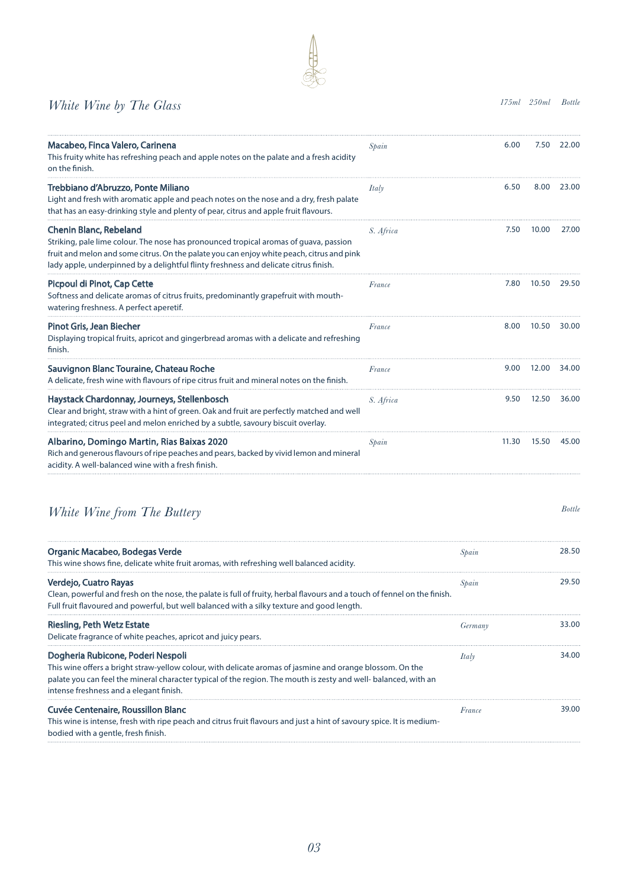## *White Wine by The Glass*

| Wine | Country | 175ml | 250ml | Bottle |
|---|---|---|---|---|
| **Macabeo, Finca Valero, Carinena**<br>This fruity white has refreshing peach and apple notes on the palate and a fresh acidity on the finish. | *Spain* | 6.00 | 7.50 | 22.00 |
| **Trebbiano d'Abruzzo, Ponte Miliano**<br>Light and fresh with aromatic apple and peach notes on the nose and a dry, fresh palate that has an easy-drinking style and plenty of pear, citrus and apple fruit flavours. | *Italy* | 6.50 | 8.00 | 23.00 |
| **Chenin Blanc, Rebeland**<br>Striking, pale lime colour. The nose has pronounced tropical aromas of guava, passion fruit and melon and some citrus. On the palate you can enjoy white peach, citrus and pink lady apple, underpinned by a delightful flinty freshness and delicate citrus finish. | *S. Africa* | 7.50 | 10.00 | 27.00 |
| **Picpoul di Pinot, Cap Cette**<br>Softness and delicate aromas of citrus fruits, predominantly grapefruit with mouth-watering freshness. A perfect aperetif. | *France* | 7.80 | 10.50 | 29.50 |
| **Pinot Gris, Jean Biecher**<br>Displaying tropical fruits, apricot and gingerbread aromas with a delicate and refreshing finish. | *France* | 8.00 | 10.50 | 30.00 |
| **Sauvignon Blanc Touraine, Chateau Roche**<br>A delicate, fresh wine with flavours of ripe citrus fruit and mineral notes on the finish. | *France* | 9.00 | 12.00 | 34.00 |
| **Haystack Chardonnay, Journeys, Stellenbosch**<br>Clear and bright, straw with a hint of green. Oak and fruit are perfectly matched and well integrated; citrus peel and melon enriched by a subtle, savoury biscuit overlay. | *S. Africa* | 9.50 | 12.50 | 36.00 |
| **Albarino, Domingo Martin, Rias Baixas 2020**<br>Rich and generous flavours of ripe peaches and pears, backed by vivid lemon and mineral acidity. A well-balanced wine with a fresh finish. | *Spain* | 11.30 | 15.50 | 45.00 |

## *White Wine from The Buttery*

| Wine | Country | Bottle |
|---|---|---|
| **Organic Macabeo, Bodegas Verde**<br>This wine shows fine, delicate white fruit aromas, with refreshing well balanced acidity. | *Spain* | 28.50 |
| **Verdejo, Cuatro Rayas**<br>Clean, powerful and fresh on the nose, the palate is full of fruity, herbal flavours and a touch of fennel on the finish. Full fruit flavoured and powerful, but well balanced with a silky texture and good length. | *Spain* | 29.50 |
| **Riesling, Peth Wetz Estate**<br>Delicate fragrance of white peaches, apricot and juicy pears. | *Germany* | 33.00 |
| **Dogheria Rubicone, Poderi Nespoli**<br>This wine offers a bright straw-yellow colour, with delicate aromas of jasmine and orange blossom. On the palate you can feel the mineral character typical of the region. The mouth is zesty and well- balanced, with an intense freshness and a elegant finish. | *Italy* | 34.00 |
| **Cuvée Centenaire, Roussillon Blanc**<br>This wine is intense, fresh with ripe peach and citrus fruit flavours and just a hint of savoury spice. It is medium-bodied with a gentle, fresh finish. | *France* | 39.00 |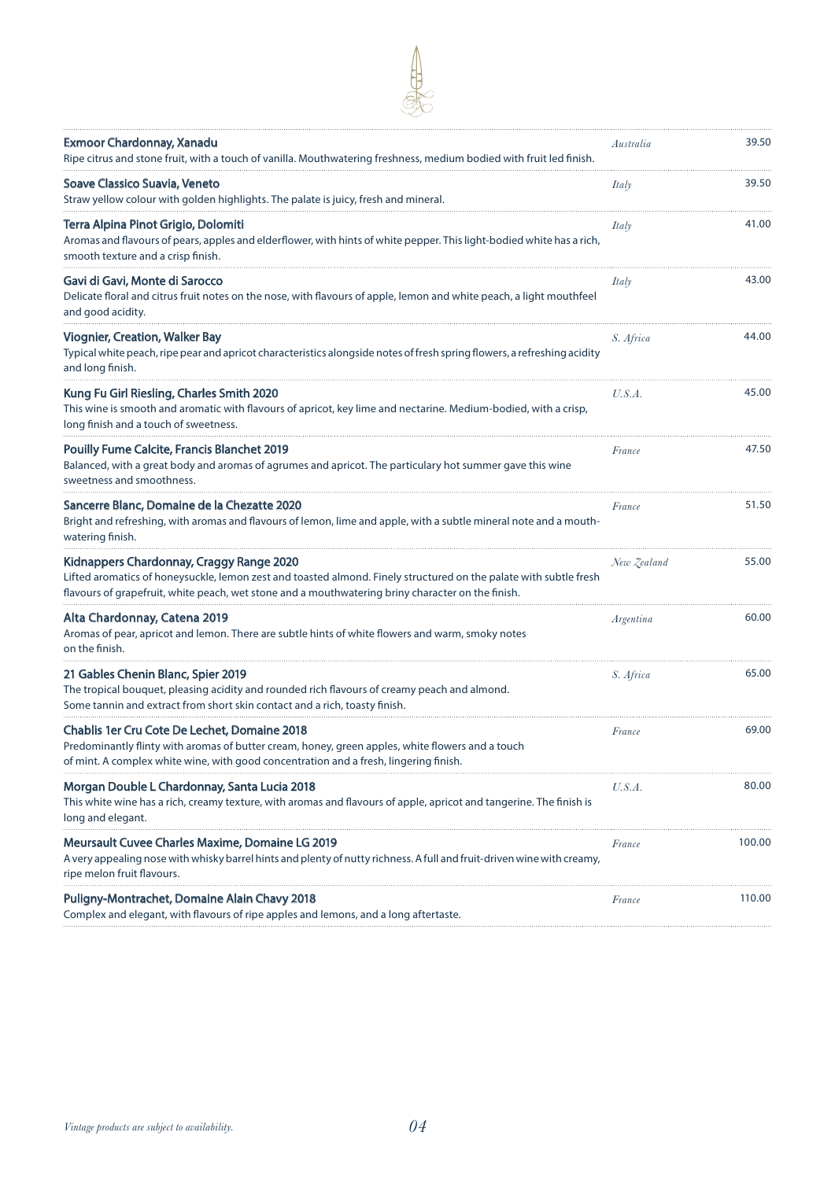| Wine | Country | Price |
|---|---|---|
| **Exmoor Chardonnay, Xanadu**<br>Ripe citrus and stone fruit, with a touch of vanilla. Mouthwatering freshness, medium bodied with fruit led finish. | *Australia* | 39.50 |
| **Soave Classico Suavia, Veneto**<br>Straw yellow colour with golden highlights. The palate is juicy, fresh and mineral. | *Italy* | 39.50 |
| **Terra Alpina Pinot Grigio, Dolomiti**<br>Aromas and flavours of pears, apples and elderflower, with hints of white pepper. This light-bodied white has a rich, smooth texture and a crisp finish. | *Italy* | 41.00 |
| **Gavi di Gavi, Monte di Sarocco**<br>Delicate floral and citrus fruit notes on the nose, with flavours of apple, lemon and white peach, a light mouthfeel and good acidity. | *Italy* | 43.00 |
| **Viognier, Creation, Walker Bay**<br>Typical white peach, ripe pear and apricot characteristics alongside notes of fresh spring flowers, a refreshing acidity and long finish. | *S. Africa* | 44.00 |
| **Kung Fu Girl Riesling, Charles Smith 2020**<br>This wine is smooth and aromatic with flavours of apricot, key lime and nectarine. Medium-bodied, with a crisp, long finish and a touch of sweetness. | *U.S.A.* | 45.00 |
| **Pouilly Fume Calcite, Francis Blanchet 2019**<br>Balanced, with a great body and aromas of agrumes and apricot. The particulary hot summer gave this wine sweetness and smoothness. | *France* | 47.50 |
| **Sancerre Blanc, Domaine de la Chezatte 2020**<br>Bright and refreshing, with aromas and flavours of lemon, lime and apple, with a subtle mineral note and a mouth-watering finish. | *France* | 51.50 |
| **Kidnappers Chardonnay, Craggy Range 2020**<br>Lifted aromatics of honeysuckle, lemon zest and toasted almond. Finely structured on the palate with subtle fresh flavours of grapefruit, white peach, wet stone and a mouthwatering briny character on the finish. | *New Zealand* | 55.00 |
| **Alta Chardonnay, Catena 2019**<br>Aromas of pear, apricot and lemon. There are subtle hints of white flowers and warm, smoky notes on the finish. | *Argentina* | 60.00 |
| **21 Gables Chenin Blanc, Spier 2019**<br>The tropical bouquet, pleasing acidity and rounded rich flavours of creamy peach and almond. Some tannin and extract from short skin contact and a rich, toasty finish. | *S. Africa* | 65.00 |
| **Chablis 1er Cru Cote De Lechet, Domaine 2018**<br>Predominantly flinty with aromas of butter cream, honey, green apples, white flowers and a touch of mint. A complex white wine, with good concentration and a fresh, lingering finish. | *France* | 69.00 |
| **Morgan Double L Chardonnay, Santa Lucia 2018**<br>This white wine has a rich, creamy texture, with aromas and flavours of apple, apricot and tangerine. The finish is long and elegant. | *U.S.A.* | 80.00 |
| **Meursault Cuvee Charles Maxime, Domaine LG 2019**<br>A very appealing nose with whisky barrel hints and plenty of nutty richness. A full and fruit-driven wine with creamy, ripe melon fruit flavours. | *France* | 100.00 |
| **Puligny-Montrachet, Domaine Alain Chavy 2018**<br>Complex and elegant, with flavours of ripe apples and lemons, and a long aftertaste. | *France* | 110.00 |

*Vintage products are subject to availability.*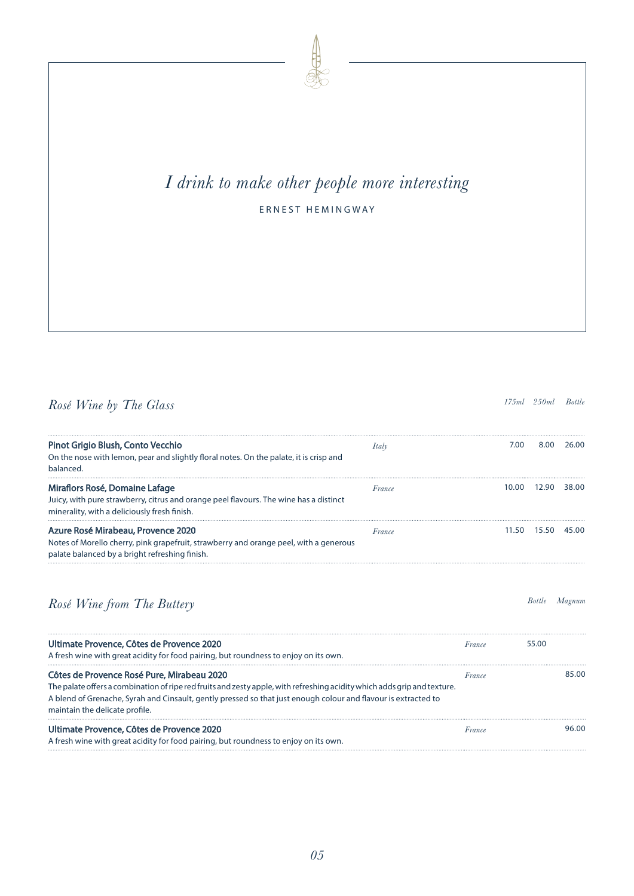*I drink to make other people more interesting*

ERNEST HEMINGWAY

## *Rosé Wine by The Glass*

| Wine | Origin | 175ml | 250ml | Bottle |
|---|---|---|---|---|
| **Pinot Grigio Blush, Conto Vecchio**<br>On the nose with lemon, pear and slightly floral notes. On the palate, it is crisp and balanced. | *Italy* | 7.00 | 8.00 | 26.00 |
| **Miraflors Rosé, Domaine Lafage**<br>Juicy, with pure strawberry, citrus and orange peel flavours. The wine has a distinct minerality, with a deliciously fresh finish. | *France* | 10.00 | 12.90 | 38.00 |
| **Azure Rosé Mirabeau, Provence 2020**<br>Notes of Morello cherry, pink grapefruit, strawberry and orange peel, with a generous palate balanced by a bright refreshing finish. | *France* | 11.50 | 15.50 | 45.00 |

## *Rosé Wine from The Buttery*

| Wine | Origin | Bottle | Magnum |
|---|---|---|---|
| **Ultimate Provence, Côtes de Provence 2020**<br>A fresh wine with great acidity for food pairing, but roundness to enjoy on its own. | *France* | 55.00 | |
| **Côtes de Provence Rosé Pure, Mirabeau 2020**<br>The palate offers a combination of ripe red fruits and zesty apple, with refreshing acidity which adds grip and texture. A blend of Grenache, Syrah and Cinsault, gently pressed so that just enough colour and flavour is extracted to maintain the delicate profile. | *France* | | 85.00 |
| **Ultimate Provence, Côtes de Provence 2020**<br>A fresh wine with great acidity for food pairing, but roundness to enjoy on its own. | *France* | | 96.00 |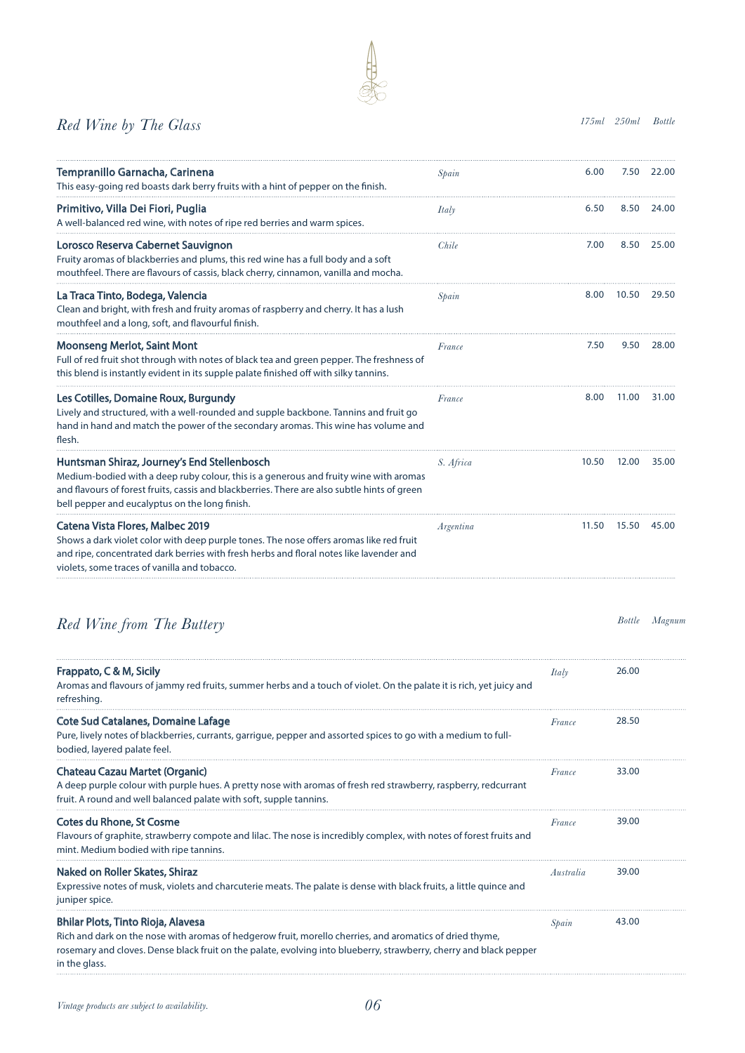## *Red Wine by The Glass*

| Wine | Country | 175ml | 250ml | Bottle |
|---|---|---|---|---|
| **Tempranillo Garnacha, Carinena**<br>This easy-going red boasts dark berry fruits with a hint of pepper on the finish. | *Spain* | 6.00 | 7.50 | 22.00 |
| **Primitivo, Villa Dei Fiori, Puglia**<br>A well-balanced red wine, with notes of ripe red berries and warm spices. | *Italy* | 6.50 | 8.50 | 24.00 |
| **Lorosco Reserva Cabernet Sauvignon**<br>Fruity aromas of blackberries and plums, this red wine has a full body and a soft mouthfeel. There are flavours of cassis, black cherry, cinnamon, vanilla and mocha. | *Chile* | 7.00 | 8.50 | 25.00 |
| **La Traca Tinto, Bodega, Valencia**<br>Clean and bright, with fresh and fruity aromas of raspberry and cherry. It has a lush mouthfeel and a long, soft, and flavourful finish. | *Spain* | 8.00 | 10.50 | 29.50 |
| **Moonseng Merlot, Saint Mont**<br>Full of red fruit shot through with notes of black tea and green pepper. The freshness of this blend is instantly evident in its supple palate finished off with silky tannins. | *France* | 7.50 | 9.50 | 28.00 |
| **Les Cotilles, Domaine Roux, Burgundy**<br>Lively and structured, with a well-rounded and supple backbone. Tannins and fruit go hand in hand and match the power of the secondary aromas. This wine has volume and flesh. | *France* | 8.00 | 11.00 | 31.00 |
| **Huntsman Shiraz, Journey's End Stellenbosch**<br>Medium-bodied with a deep ruby colour, this is a generous and fruity wine with aromas and flavours of forest fruits, cassis and blackberries. There are also subtle hints of green bell pepper and eucalyptus on the long finish. | *S. Africa* | 10.50 | 12.00 | 35.00 |
| **Catena Vista Flores, Malbec 2019**<br>Shows a dark violet color with deep purple tones. The nose offers aromas like red fruit and ripe, concentrated dark berries with fresh herbs and floral notes like lavender and violets, some traces of vanilla and tobacco. | *Argentina* | 11.50 | 15.50 | 45.00 |

## *Red Wine from The Buttery*

| Wine | Country | Bottle | Magnum |
|---|---|---|---|
| **Frappato, C & M, Sicily**<br>Aromas and flavours of jammy red fruits, summer herbs and a touch of violet. On the palate it is rich, yet juicy and refreshing. | *Italy* | 26.00 | |
| **Cote Sud Catalanes, Domaine Lafage**<br>Pure, lively notes of blackberries, currants, garrigue, pepper and assorted spices to go with a medium to full-bodied, layered palate feel. | *France* | 28.50 | |
| **Chateau Cazau Martet (Organic)**<br>A deep purple colour with purple hues. A pretty nose with aromas of fresh red strawberry, raspberry, redcurrant fruit. A round and well balanced palate with soft, supple tannins. | *France* | 33.00 | |
| **Cotes du Rhone, St Cosme**<br>Flavours of graphite, strawberry compote and lilac. The nose is incredibly complex, with notes of forest fruits and mint. Medium bodied with ripe tannins. | *France* | 39.00 | |
| **Naked on Roller Skates, Shiraz**<br>Expressive notes of musk, violets and charcuterie meats. The palate is dense with black fruits, a little quince and juniper spice. | *Australia* | 39.00 | |
| **Bhilar Plots, Tinto Rioja, Alavesa**<br>Rich and dark on the nose with aromas of hedgerow fruit, morello cherries, and aromatics of dried thyme, rosemary and cloves. Dense black fruit on the palate, evolving into blueberry, strawberry, cherry and black pepper in the glass. | *Spain* | 43.00 | |

*Vintage products are subject to availability.*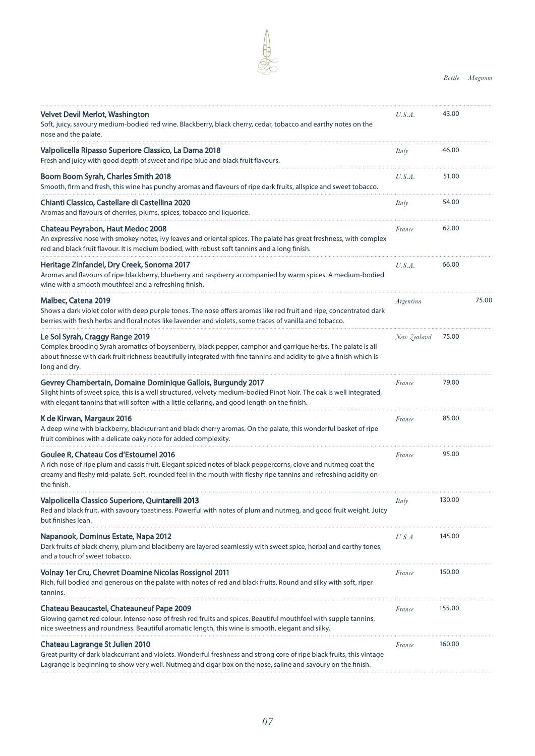| | | Bottle | Magnum |
|---|---|---|---|
| **Velvet Devil Merlot, Washington**<br>Soft, juicy, savoury medium-bodied red wine. Blackberry, black cherry, cedar, tobacco and earthy notes on the nose and the palate. | *U.S.A.* | 43.00 | |
| **Valpolicella Ripasso Superiore Classico, La Dama 2018**<br>Fresh and juicy with good depth of sweet and ripe blue and black fruit flavours. | *Italy* | 46.00 | |
| **Boom Boom Syrah, Charles Smith 2018**<br>Smooth, firm and fresh, this wine has punchy aromas and flavours of ripe dark fruits, allspice and sweet tobacco. | *U.S.A.* | 51.00 | |
| **Chianti Classico, Castellare di Castellina 2020**<br>Aromas and flavours of cherries, plums, spices, tobacco and liquorice. | *Italy* | 54.00 | |
| **Chateau Peyrabon, Haut Medoc 2008**<br>An expressive nose with smokey notes, ivy leaves and oriental spices. The palate has great freshness, with complex red and black fruit flavour. It is medium bodied, with robust soft tannins and a long finish. | *France* | 62.00 | |
| **Heritage Zinfandel, Dry Creek, Sonoma 2017**<br>Aromas and flavours of ripe blackberry, blueberry and raspberry accompanied by warm spices. A medium-bodied wine with a smooth mouthfeel and a refreshing finish. | *U.S.A.* | 66.00 | |
| **Malbec, Catena 2019**<br>Shows a dark violet color with deep purple tones. The nose offers aromas like red fruit and ripe, concentrated dark berries with fresh herbs and floral notes like lavender and violets, some traces of vanilla and tobacco. | *Argentina* | | 75.00 |
| **Le Sol Syrah, Craggy Range 2019**<br>Complex brooding Syrah aromatics of boysenberry, black pepper, camphor and garrigue herbs. The palate is all about finesse with dark fruit richness beautifully integrated with fine tannins and acidity to give a finish which is long and dry. | *New Zealand* | 75.00 | |
| **Gevrey Chambertain, Domaine Dominique Gallois, Burgundy 2017**<br>Slight hints of sweet spice, this is a well structured, velvety medium-bodied Pinot Noir. The oak is well integrated, with elegant tannins that will soften with a little cellaring, and good length on the finish. | *France* | 79.00 | |
| **K de Kirwan, Margaux 2016**<br>A deep wine with blackberry, blackcurrant and black cherry aromas. On the palate, this wonderful basket of ripe fruit combines with a delicate oaky note for added complexity. | *France* | 85.00 | |
| **Goulee R, Chateau Cos d'Estournel 2016**<br>A rich nose of ripe plum and cassis fruit. Elegant spiced notes of black peppercorns, clove and nutmeg coat the creamy and fleshy mid-palate. Soft, rounded feel in the mouth with fleshy ripe tannins and refreshing acidity on the finish. | *France* | 95.00 | |
| **Valpolicella Classico Superiore, Quintarelli 2013**<br>Red and black fruit, with savoury toastiness. Powerful with notes of plum and nutmeg, and good fruit weight. Juicy but finishes lean. | *Italy* | 130.00 | |
| **Napanook, Dominus Estate, Napa 2012**<br>Dark fruits of black cherry, plum and blackberry are layered seamlessly with sweet spice, herbal and earthy tones, and a touch of sweet tobacco. | *U.S.A.* | 145.00 | |
| **Volnay 1er Cru, Chevret Doamine Nicolas Rossignol 2011**<br>Rich, full bodied and generous on the palate with notes of red and black fruits. Round and silky with soft, riper tannins. | *France* | 150.00 | |
| **Chateau Beaucastel, Chateauneuf Pape 2009**<br>Glowing garnet red colour. Intense nose of fresh red fruits and spices. Beautiful mouthfeel with supple tannins, nice sweetness and roundness. Beautiful aromatic length, this wine is smooth, elegant and silky. | *France* | 155.00 | |
| **Chateau Lagrange St Julien 2010**<br>Great purity of dark blackcurrant and violets. Wonderful freshness and strong core of ripe black fruits, this vintage Lagrange is beginning to show very well. Nutmeg and cigar box on the nose, saline and savoury on the finish. | *France* | 160.00 | |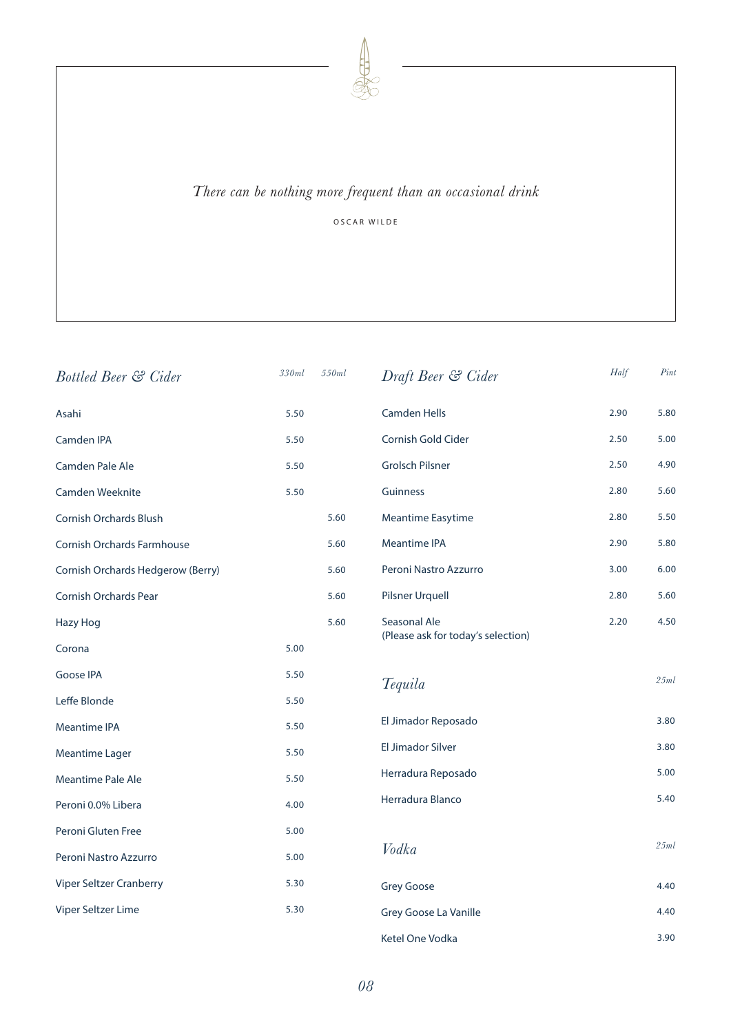*There can be nothing more frequent than an occasional drink*

OSCAR WILDE

## *Bottled Beer & Cider*

| | *330ml* | *550ml* |
|---|---|---|
| Asahi | 5.50 | |
| Camden IPA | 5.50 | |
| Camden Pale Ale | 5.50 | |
| Camden Weeknite | 5.50 | |
| Cornish Orchards Blush | | 5.60 |
| Cornish Orchards Farmhouse | | 5.60 |
| Cornish Orchards Hedgerow (Berry) | | 5.60 |
| Cornish Orchards Pear | | 5.60 |
| Hazy Hog | | 5.60 |
| Corona | 5.00 | |
| Goose IPA | 5.50 | |
| Leffe Blonde | 5.50 | |
| Meantime IPA | 5.50 | |
| Meantime Lager | 5.50 | |
| Meantime Pale Ale | 5.50 | |
| Peroni 0.0% Libera | 4.00 | |
| Peroni Gluten Free | 5.00 | |
| Peroni Nastro Azzurro | 5.00 | |
| Viper Seltzer Cranberry | 5.30 | |
| Viper Seltzer Lime | 5.30 | |

## *Draft Beer & Cider*

| | *Half* | *Pint* |
|---|---|---|
| Camden Hells | 2.90 | 5.80 |
| Cornish Gold Cider | 2.50 | 5.00 |
| Grolsch Pilsner | 2.50 | 4.90 |
| Guinness | 2.80 | 5.60 |
| Meantime Easytime | 2.80 | 5.50 |
| Meantime IPA | 2.90 | 5.80 |
| Peroni Nastro Azzurro | 3.00 | 6.00 |
| Pilsner Urquell | 2.80 | 5.60 |
| Seasonal Ale (Please ask for today's selection) | 2.20 | 4.50 |

## *Tequila*

| | *25ml* |
|---|---|
| El Jimador Reposado | 3.80 |
| El Jimador Silver | 3.80 |
| Herradura Reposado | 5.00 |
| Herradura Blanco | 5.40 |

## *Vodka*

| | *25ml* |
|---|---|
| Grey Goose | 4.40 |
| Grey Goose La Vanille | 4.40 |
| Ketel One Vodka | 3.90 |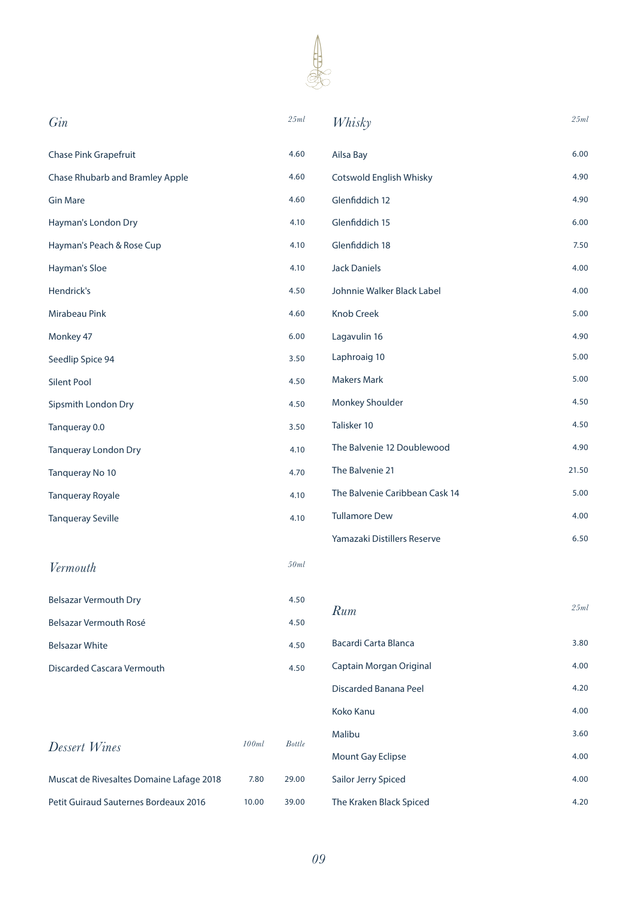## *Gin*

| Gin | 25ml |
|---|---|
| Chase Pink Grapefruit | 4.60 |
| Chase Rhubarb and Bramley Apple | 4.60 |
| Gin Mare | 4.60 |
| Hayman's London Dry | 4.10 |
| Hayman's Peach & Rose Cup | 4.10 |
| Hayman's Sloe | 4.10 |
| Hendrick's | 4.50 |
| Mirabeau Pink | 4.60 |
| Monkey 47 | 6.00 |
| Seedlip Spice 94 | 3.50 |
| Silent Pool | 4.50 |
| Sipsmith London Dry | 4.50 |
| Tanqueray 0.0 | 3.50 |
| Tanqueray London Dry | 4.10 |
| Tanqueray No 10 | 4.70 |
| Tanqueray Royale | 4.10 |
| Tanqueray Seville | 4.10 |

## *Vermouth*

| Vermouth | 50ml |
|---|---|
| Belsazar Vermouth Dry | 4.50 |
| Belsazar Vermouth Rosé | 4.50 |
| Belsazar White | 4.50 |
| Discarded Cascara Vermouth | 4.50 |

## *Dessert Wines*

| Dessert Wines | 100ml | Bottle |
|---|---|---|
| Muscat de Rivesaltes Domaine Lafage 2018 | 7.80 | 29.00 |
| Petit Guiraud Sauternes Bordeaux 2016 | 10.00 | 39.00 |

## *Whisky*

| Whisky | 25ml |
|---|---|
| Ailsa Bay | 6.00 |
| Cotswold English Whisky | 4.90 |
| Glenfiddich 12 | 4.90 |
| Glenfiddich 15 | 6.00 |
| Glenfiddich 18 | 7.50 |
| Jack Daniels | 4.00 |
| Johnnie Walker Black Label | 4.00 |
| Knob Creek | 5.00 |
| Lagavulin 16 | 4.90 |
| Laphroaig 10 | 5.00 |
| Makers Mark | 5.00 |
| Monkey Shoulder | 4.50 |
| Talisker 10 | 4.50 |
| The Balvenie 12 Doublewood | 4.90 |
| The Balvenie 21 | 21.50 |
| The Balvenie Caribbean Cask 14 | 5.00 |
| Tullamore Dew | 4.00 |
| Yamazaki Distillers Reserve | 6.50 |

## *Rum*

| Rum | 25ml |
|---|---|
| Bacardi Carta Blanca | 3.80 |
| Captain Morgan Original | 4.00 |
| Discarded Banana Peel | 4.20 |
| Koko Kanu | 4.00 |
| Malibu | 3.60 |
| Mount Gay Eclipse | 4.00 |
| Sailor Jerry Spiced | 4.00 |
| The Kraken Black Spiced | 4.20 |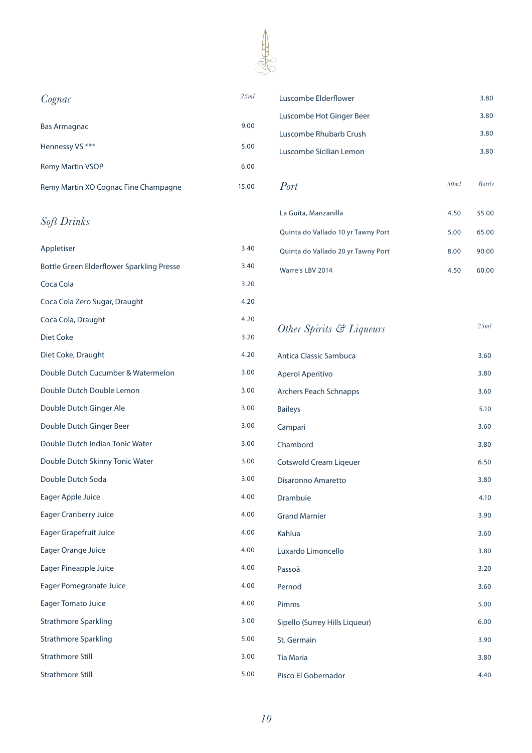## *Cognac*

| | 25ml |
|---|---|
| Bas Armagnac | 9.00 |
| Hennessy VS *** | 5.00 |
| Remy Martin VSOP | 6.00 |
| Remy Martin XO Cognac Fine Champagne | 15.00 |

## *Soft Drinks*

| | |
|---|---|
| Appletiser | 3.40 |
| Bottle Green Elderflower Sparkling Presse | 3.40 |
| Coca Cola | 3.20 |
| Coca Cola Zero Sugar, Draught | 4.20 |
| Coca Cola, Draught | 4.20 |
| Diet Coke | 3.20 |
| Diet Coke, Draught | 4.20 |
| Double Dutch Cucumber & Watermelon | 3.00 |
| Double Dutch Double Lemon | 3.00 |
| Double Dutch Ginger Ale | 3.00 |
| Double Dutch Ginger Beer | 3.00 |
| Double Dutch Indian Tonic Water | 3.00 |
| Double Dutch Skinny Tonic Water | 3.00 |
| Double Dutch Soda | 3.00 |
| Eager Apple Juice | 4.00 |
| Eager Cranberry Juice | 4.00 |
| Eager Grapefruit Juice | 4.00 |
| Eager Orange Juice | 4.00 |
| Eager Pineapple Juice | 4.00 |
| Eager Pomegranate Juice | 4.00 |
| Eager Tomato Juice | 4.00 |
| Strathmore Sparkling | 3.00 |
| Strathmore Sparkling | 5.00 |
| Strathmore Still | 3.00 |
| Strathmore Still | 5.00 |
| Luscombe Elderflower | 3.80 |
| Luscombe Hot Ginger Beer | 3.80 |
| Luscombe Rhubarb Crush | 3.80 |
| Luscombe Sicilian Lemon | 3.80 |

## *Port*

| | 50ml | Bottle |
|---|---|---|
| La Guita, Manzanilla | 4.50 | 55.00 |
| Quinta do Vallado 10 yr Tawny Port | 5.00 | 65.00 |
| Quinta do Vallado 20 yr Tawny Port | 8.00 | 90.00 |
| Warre's LBV 2014 | 4.50 | 60.00 |

## *Other Spirits & Liqueurs*

| | 25ml |
|---|---|
| Antica Classic Sambuca | 3.60 |
| Aperol Aperitivo | 3.80 |
| Archers Peach Schnapps | 3.60 |
| Baileys | 5.10 |
| Campari | 3.60 |
| Chambord | 3.80 |
| Cotswold Cream Liqeuer | 6.50 |
| Disaronno Amaretto | 3.80 |
| Drambuie | 4.10 |
| Grand Marnier | 3.90 |
| Kahlua | 3.60 |
| Luxardo Limoncello | 3.80 |
| Passoã | 3.20 |
| Pernod | 3.60 |
| Pimms | 5.00 |
| Sipello (Surrey Hills Liqueur) | 6.00 |
| St. Germain | 3.90 |
| Tia Maria | 3.80 |
| Pisco El Gobernador | 4.40 |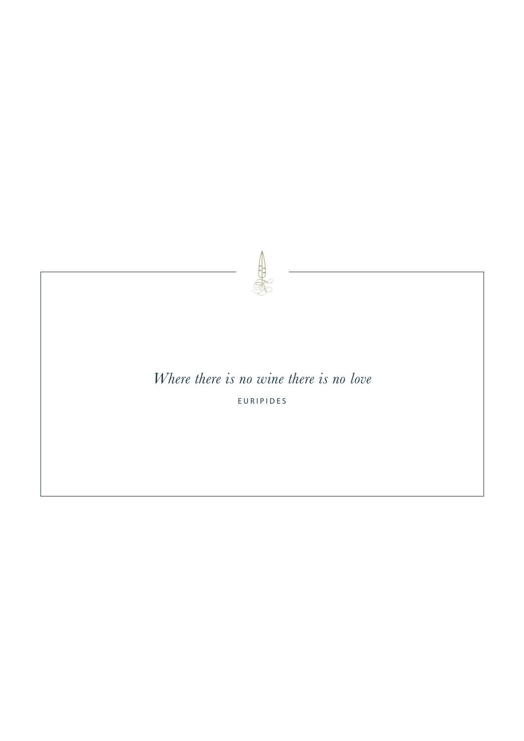*Where there is no wine there is no love*

EURIPIDES